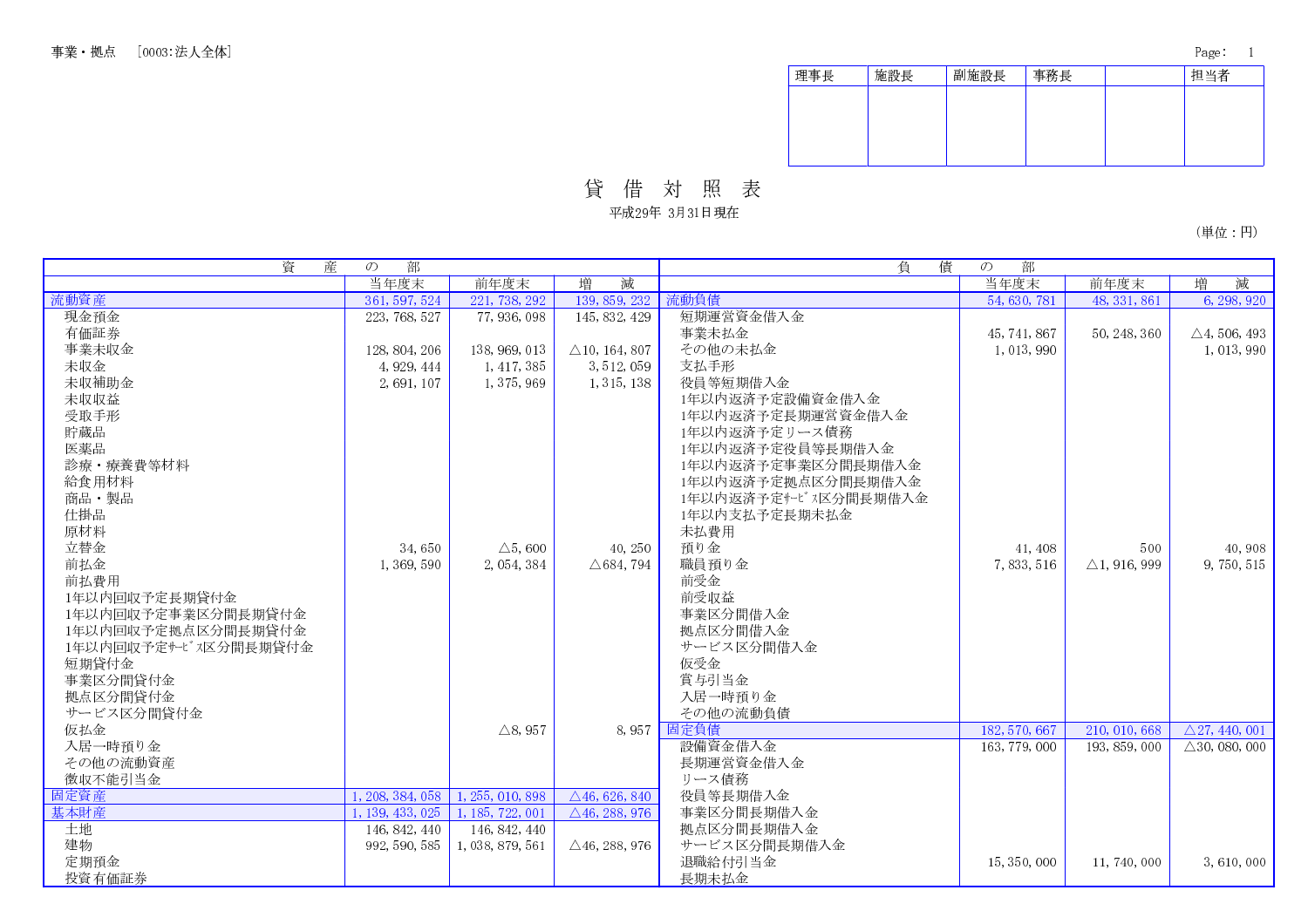事業・拠点　[0003:法人全体]

| 理事長 | 施設長 | 副施設長 | 事務長 | | 担当者 |
|---|---|---|---|---|---|
| | | | | | |

# 貸　借　対　照　表

平成29年　3月31日現在

（単位：円）

| 資　産　の　部 | 当年度末 | 前年度末 | 増　減 | 負　債　の　部 | 当年度末 | 前年度末 | 増　減 |
|---|---|---|---|---|---|---|---|
| 流動資産 | 361, 597, 524 | 221, 738, 292 | 139, 859, 232 | 流動負債 | 54, 630, 781 | 48, 331, 861 | 6, 298, 920 |
| 現金預金 | 223, 768, 527 | 77, 936, 098 | 145, 832, 429 | 短期運営資金借入金 | | | |
| 有価証券 | | | | 事業未払金 | 45, 741, 867 | 50, 248, 360 | △4, 506, 493 |
| 事業未収金 | 128, 804, 206 | 138, 969, 013 | △10, 164, 807 | その他の未払金 | 1, 013, 990 | | 1, 013, 990 |
| 未収金 | 4, 929, 444 | 1, 417, 385 | 3, 512, 059 | 支払手形 | | | |
| 未収補助金 | 2, 691, 107 | 1, 375, 969 | 1, 315, 138 | 役員等短期借入金 | | | |
| 未収収益 | | | | 1年以内返済予定設備資金借入金 | | | |
| 受取手形 | | | | 1年以内返済予定長期運営資金借入金 | | | |
| 貯蔵品 | | | | 1年以内返済予定リース債務 | | | |
| 医薬品 | | | | 1年以内返済予定役員等長期借入金 | | | |
| 診療・療養費等材料 | | | | 1年以内返済予定事業区分間長期借入金 | | | |
| 給食用材料 | | | | 1年以内返済予定拠点区分間長期借入金 | | | |
| 商品・製品 | | | | 1年以内返済予定ｻｰﾋﾞｽ区分間長期借入金 | | | |
| 仕掛品 | | | | 1年以内支払予定長期未払金 | | | |
| 原材料 | | | | 未払費用 | | | |
| 立替金 | 34, 650 | △5, 600 | 40, 250 | 預り金 | 41, 408 | 500 | 40, 908 |
| 前払金 | 1, 369, 590 | 2, 054, 384 | △684, 794 | 職員預り金 | 7, 833, 516 | △1, 916, 999 | 9, 750, 515 |
| 前払費用 | | | | 前受金 | | | |
| 1年以内回収予定長期貸付金 | | | | 前受収益 | | | |
| 1年以内回収予定事業区分間長期貸付金 | | | | 事業区分間借入金 | | | |
| 1年以内回収予定拠点区分間長期貸付金 | | | | 拠点区分間借入金 | | | |
| 1年以内回収予定ｻｰﾋﾞｽ区分間長期貸付金 | | | | サービス区分間借入金 | | | |
| 短期貸付金 | | | | 仮受金 | | | |
| 事業区分間貸付金 | | | | 賞与引当金 | | | |
| 拠点区分間貸付金 | | | | 入居一時預り金 | | | |
| サービス区分間貸付金 | | | | その他の流動負債 | | | |
| 仮払金 | | △8, 957 | 8, 957 | 固定負債 | 182, 570, 667 | 210, 010, 668 | △27, 440, 001 |
| 入居一時預り金 | | | | 設備資金借入金 | 163, 779, 000 | 193, 859, 000 | △30, 080, 000 |
| その他の流動資産 | | | | 長期運営資金借入金 | | | |
| 徴収不能引当金 | | | | リース債務 | | | |
| 固定資産 | 1, 208, 384, 058 | 1, 255, 010, 898 | △46, 626, 840 | 役員等長期借入金 | | | |
| 基本財産 | 1, 139, 433, 025 | 1, 185, 722, 001 | △46, 288, 976 | 事業区分間長期借入金 | | | |
| 土地 | 146, 842, 440 | 146, 842, 440 | | 拠点区分間長期借入金 | | | |
| 建物 | 992, 590, 585 | 1, 038, 879, 561 | △46, 288, 976 | サービス区分間長期借入金 | | | |
| 定期預金 | | | | 退職給付引当金 | 15, 350, 000 | 11, 740, 000 | 3, 610, 000 |
| 投資有価証券 | | | | 長期未払金 | | | |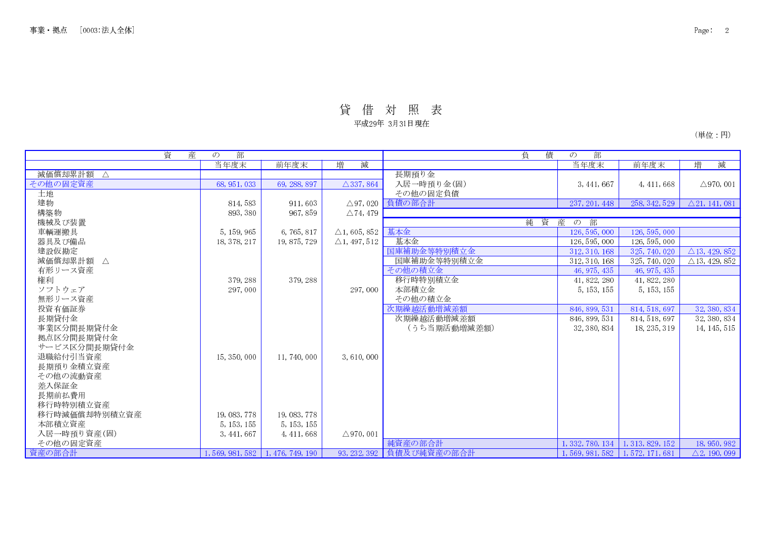事業・拠点　[0003:法人全体]

# 貸 借 対 照 表

平成29年 3月31日現在

（単位：円）

| 資　産　の　部 | 当年度末 | 前年度末 | 増　減 | 負　債　の　部 | 当年度末 | 前年度末 | 増　減 |
|---|---|---|---|---|---|---|---|
| 減価償却累計額　△ | | | | 長期預り金 | | | |
| その他の固定資産 | 68, 951, 033 | 69, 288, 897 | △337, 864 | 入居一時預り金(固) | 3, 441, 667 | 4, 411, 668 | △970, 001 |
| 土地 | | | | その他の固定負債 | | | |
| 建物 | 814, 583 | 911, 603 | △97, 020 | 負債の部合計 | 237, 201, 448 | 258, 342, 529 | △21, 141, 081 |
| 構築物 | 893, 380 | 967, 859 | △74, 479 | | | | |
| 機械及び装置 | | | | 純　資　産　の　部 | | | |
| 車輌運搬具 | 5, 159, 965 | 6, 765, 817 | △1, 605, 852 | 基本金 | 126, 595, 000 | 126, 595, 000 | |
| 器具及び備品 | 18, 378, 217 | 19, 875, 729 | △1, 497, 512 | 基本金 | 126, 595, 000 | 126, 595, 000 | |
| 建設仮勘定 | | | | 国庫補助金等特別積立金 | 312, 310, 168 | 325, 740, 020 | △13, 429, 852 |
| 減価償却累計額　△ | | | | 国庫補助金等特別積立金 | 312, 310, 168 | 325, 740, 020 | △13, 429, 852 |
| 有形リース資産 | | | | その他の積立金 | 46, 975, 435 | 46, 975, 435 | |
| 権利 | 379, 288 | 379, 288 | | 移行時特別積立金 | 41, 822, 280 | 41, 822, 280 | |
| ソフトウェア | 297, 000 | | 297, 000 | 本部積立金 | 5, 153, 155 | 5, 153, 155 | |
| 無形リース資産 | | | | その他の積立金 | | | |
| 投資有価証券 | | | | 次期繰越活動増減差額 | 846, 899, 531 | 814, 518, 697 | 32, 380, 834 |
| 長期貸付金 | | | | 次期繰越活動増減差額 | 846, 899, 531 | 814, 518, 697 | 32, 380, 834 |
| 事業区分間長期貸付金 | | | | （うち当期活動増減差額） | 32, 380, 834 | 18, 235, 319 | 14, 145, 515 |
| 拠点区分間長期貸付金 | | | | | | | |
| サービス区分間長期貸付金 | | | | | | | |
| 退職給付引当資産 | 15, 350, 000 | 11, 740, 000 | 3, 610, 000 | | | | |
| 長期預り金積立資産 | | | | | | | |
| その他の流動資産 | | | | | | | |
| 差入保証金 | | | | | | | |
| 長期前払費用 | | | | | | | |
| 移行時特別積立資産 | | | | | | | |
| 移行時減価償却特別積立資産 | 19, 083, 778 | 19, 083, 778 | | | | | |
| 本部積立資産 | 5, 153, 155 | 5, 153, 155 | | | | | |
| 入居一時預り資産(固) | 3, 441, 667 | 4, 411, 668 | △970, 001 | | | | |
| その他の固定資産 | | | | 純資産の部合計 | 1, 332, 780, 134 | 1, 313, 829, 152 | 18, 950, 982 |
| 資産の部合計 | 1, 569, 981, 582 | 1, 476, 749, 190 | 93, 232, 392 | 負債及び純資産の部合計 | 1, 569, 981, 582 | 1, 572, 171, 681 | △2, 190, 099 |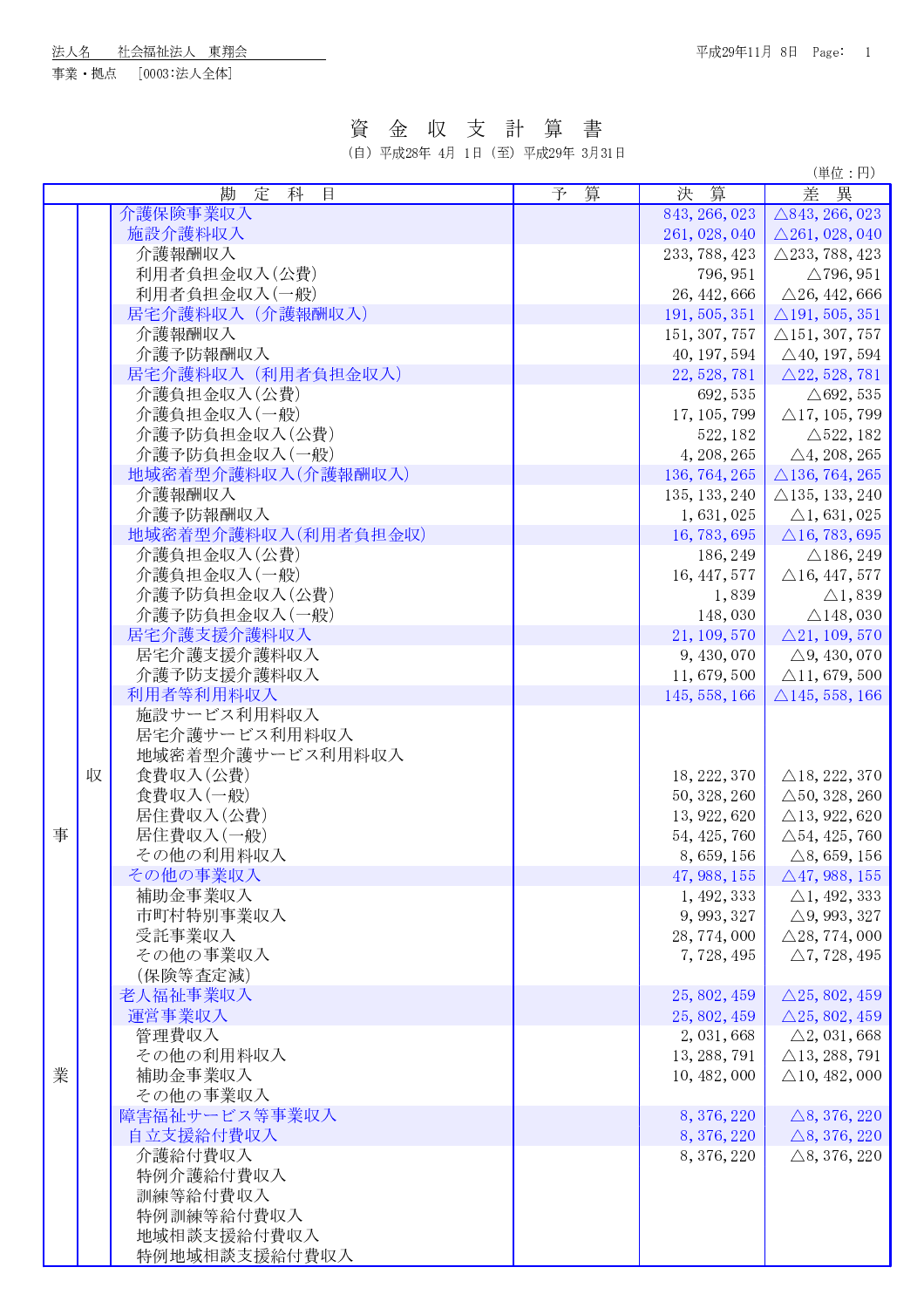法人名　　社会福祉法人　東翔会

事業・拠点　　[0003:法人全体]

# 資金収支計算書

(自) 平成28年 4月 1日 (至) 平成29年 3月31日

(単位：円)

| | | 勘定科目 | 予算 | 決算 | 差異 |
|---|---|---|---|---|---|
| 事業 | 収 | 介護保険事業収入 | | 843,266,023 | △843,266,023 |
| | | 施設介護料収入 | | 261,028,040 | △261,028,040 |
| | | 介護報酬収入 | | 233,788,423 | △233,788,423 |
| | | 利用者負担金収入(公費) | | 796,951 | △796,951 |
| | | 利用者負担金収入(一般) | | 26,442,666 | △26,442,666 |
| | | 居宅介護料収入（介護報酬収入） | | 191,505,351 | △191,505,351 |
| | | 介護報酬収入 | | 151,307,757 | △151,307,757 |
| | | 介護予防報酬収入 | | 40,197,594 | △40,197,594 |
| | | 居宅介護料収入（利用者負担金収入） | | 22,528,781 | △22,528,781 |
| | | 介護負担金収入(公費) | | 692,535 | △692,535 |
| | | 介護負担金収入(一般) | | 17,105,799 | △17,105,799 |
| | | 介護予防負担金収入(公費) | | 522,182 | △522,182 |
| | | 介護予防負担金収入(一般) | | 4,208,265 | △4,208,265 |
| | | 地域密着型介護料収入(介護報酬収入) | | 136,764,265 | △136,764,265 |
| | | 介護報酬収入 | | 135,133,240 | △135,133,240 |
| | | 介護予防報酬収入 | | 1,631,025 | △1,631,025 |
| | | 地域密着型介護料収入(利用者負担金収) | | 16,783,695 | △16,783,695 |
| | | 介護負担金収入(公費) | | 186,249 | △186,249 |
| | | 介護負担金収入(一般) | | 16,447,577 | △16,447,577 |
| | | 介護予防負担金収入(公費) | | 1,839 | △1,839 |
| | | 介護予防負担金収入(一般) | | 148,030 | △148,030 |
| | | 居宅介護支援介護料収入 | | 21,109,570 | △21,109,570 |
| | | 居宅介護支援介護料収入 | | 9,430,070 | △9,430,070 |
| | | 介護予防支援介護料収入 | | 11,679,500 | △11,679,500 |
| | | 利用者等利用料収入 | | 145,558,166 | △145,558,166 |
| | | 施設サービス利用料収入 | | | |
| | | 居宅介護サービス利用料収入 | | | |
| | | 地域密着型介護サービス利用料収入 | | | |
| | | 食費収入(公費) | | 18,222,370 | △18,222,370 |
| | | 食費収入(一般) | | 50,328,260 | △50,328,260 |
| | | 居住費収入(公費) | | 13,922,620 | △13,922,620 |
| | | 居住費収入(一般) | | 54,425,760 | △54,425,760 |
| | | その他の利用料収入 | | 8,659,156 | △8,659,156 |
| | | その他の事業収入 | | 47,988,155 | △47,988,155 |
| | | 補助金事業収入 | | 1,492,333 | △1,492,333 |
| | | 市町村特別事業収入 | | 9,993,327 | △9,993,327 |
| | | 受託事業収入 | | 28,774,000 | △28,774,000 |
| | | その他の事業収入 | | 7,728,495 | △7,728,495 |
| | | (保険等査定減) | | | |
| | | 老人福祉事業収入 | | 25,802,459 | △25,802,459 |
| | | 運営事業収入 | | 25,802,459 | △25,802,459 |
| | | 管理費収入 | | 2,031,668 | △2,031,668 |
| | | その他の利用料収入 | | 13,288,791 | △13,288,791 |
| | | 補助金事業収入 | | 10,482,000 | △10,482,000 |
| | | その他の事業収入 | | | |
| | | 障害福祉サービス等事業収入 | | 8,376,220 | △8,376,220 |
| | | 自立支援給付費収入 | | 8,376,220 | △8,376,220 |
| | | 介護給付費収入 | | 8,376,220 | △8,376,220 |
| | | 特例介護給付費収入 | | | |
| | | 訓練等給付費収入 | | | |
| | | 特例訓練等給付費収入 | | | |
| | | 地域相談支援給付費収入 | | | |
| | | 特例地域相談支援給付費収入 | | | |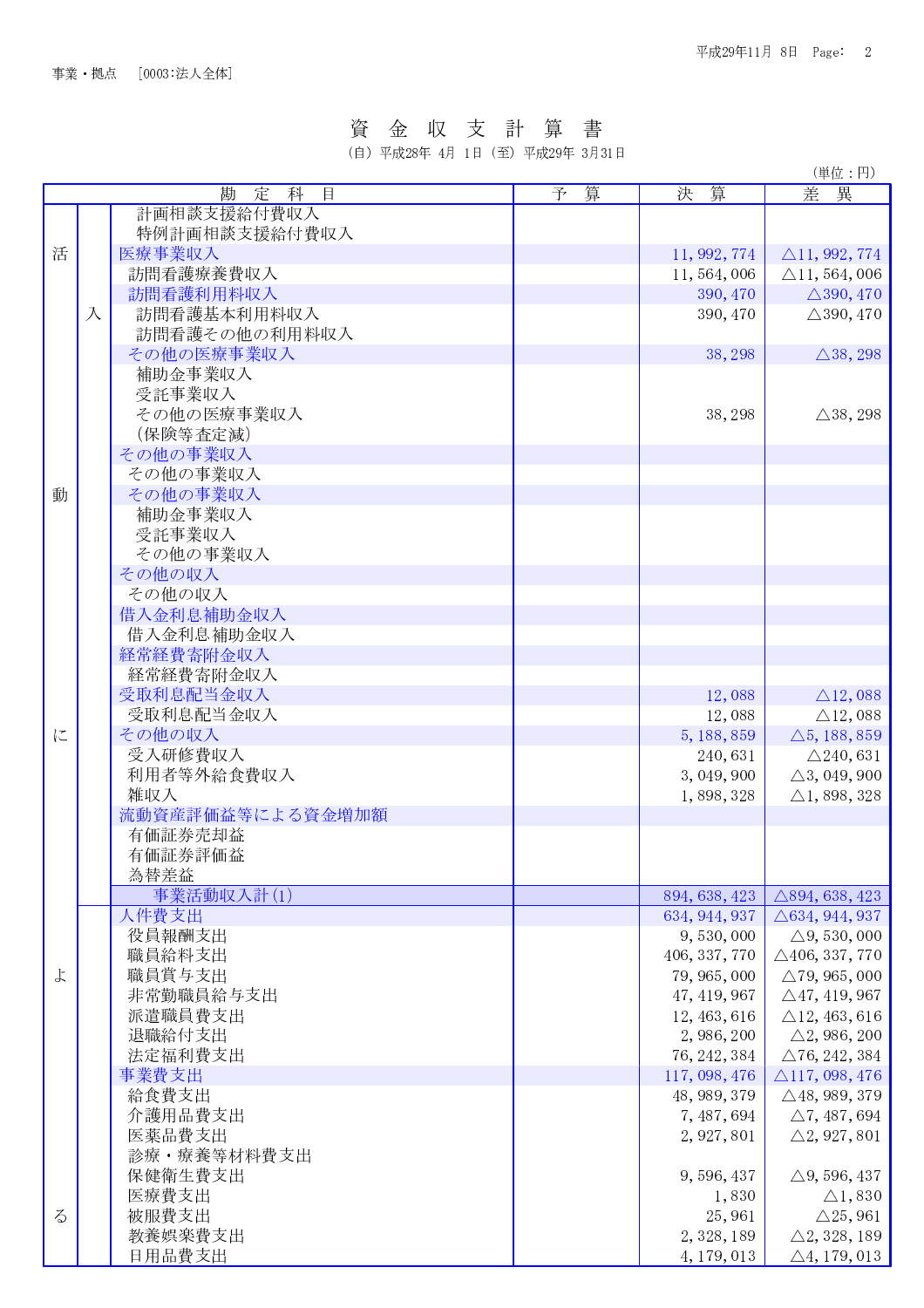事業・拠点　[0003:法人全体]

# 資　金　収　支　計　算　書

（自）平成28年 4月 1日（至）平成29年 3月31日

（単位：円）

| 勘　定　科　目 | | | 予　算 | 決　算 | 差　異 |
|---|---|---|---|---|---|
| 事業活動による収支 | 収入 | 計画相談支援給付費収入 | | | |
| | | 特例計画相談支援給付費収入 | | | |
| | | 医療事業収入 | | 11,992,774 | △11,992,774 |
| | | 訪問看護療養費収入 | | 11,564,006 | △11,564,006 |
| | | 訪問看護利用料収入 | | 390,470 | △390,470 |
| | | 訪問看護基本利用料収入 | | 390,470 | △390,470 |
| | | 訪問看護その他の利用料収入 | | | |
| | | その他の医療事業収入 | | 38,298 | △38,298 |
| | | 補助金事業収入 | | | |
| | | 受託事業収入 | | | |
| | | その他の医療事業収入 | | 38,298 | △38,298 |
| | | （保険等査定減） | | | |
| | | その他の事業収入 | | | |
| | | その他の事業収入 | | | |
| | | その他の事業収入 | | | |
| | | 補助金事業収入 | | | |
| | | 受託事業収入 | | | |
| | | その他の事業収入 | | | |
| | | その他の収入 | | | |
| | | その他の収入 | | | |
| | | 借入金利息補助金収入 | | | |
| | | 借入金利息補助金収入 | | | |
| | | 経常経費寄附金収入 | | | |
| | | 経常経費寄附金収入 | | | |
| | | 受取利息配当金収入 | | 12,088 | △12,088 |
| | | 受取利息配当金収入 | | 12,088 | △12,088 |
| | | その他の収入 | | 5,188,859 | △5,188,859 |
| | | 受入研修費収入 | | 240,631 | △240,631 |
| | | 利用者等外給食費収入 | | 3,049,900 | △3,049,900 |
| | | 雑収入 | | 1,898,328 | △1,898,328 |
| | | 流動資産評価益等による資金増加額 | | | |
| | | 有価証券売却益 | | | |
| | | 有価証券評価益 | | | |
| | | 為替差益 | | | |
| | | 事業活動収入計(1) | | 894,638,423 | △894,638,423 |
| | 支出 | 人件費支出 | | 634,944,937 | △634,944,937 |
| | | 役員報酬支出 | | 9,530,000 | △9,530,000 |
| | | 職員給料支出 | | 406,337,770 | △406,337,770 |
| | | 職員賞与支出 | | 79,965,000 | △79,965,000 |
| | | 非常勤職員給与支出 | | 47,419,967 | △47,419,967 |
| | | 派遣職員費支出 | | 12,463,616 | △12,463,616 |
| | | 退職給付支出 | | 2,986,200 | △2,986,200 |
| | | 法定福利費支出 | | 76,242,384 | △76,242,384 |
| | | 事業費支出 | | 117,098,476 | △117,098,476 |
| | | 給食費支出 | | 48,989,379 | △48,989,379 |
| | | 介護用品費支出 | | 7,487,694 | △7,487,694 |
| | | 医薬品費支出 | | 2,927,801 | △2,927,801 |
| | | 診療・療養等材料費支出 | | | |
| | | 保健衛生費支出 | | 9,596,437 | △9,596,437 |
| | | 医療費支出 | | 1,830 | △1,830 |
| | | 被服費支出 | | 25,961 | △25,961 |
| | | 教養娯楽費支出 | | 2,328,189 | △2,328,189 |
| | | 日用品費支出 | | 4,179,013 | △4,179,013 |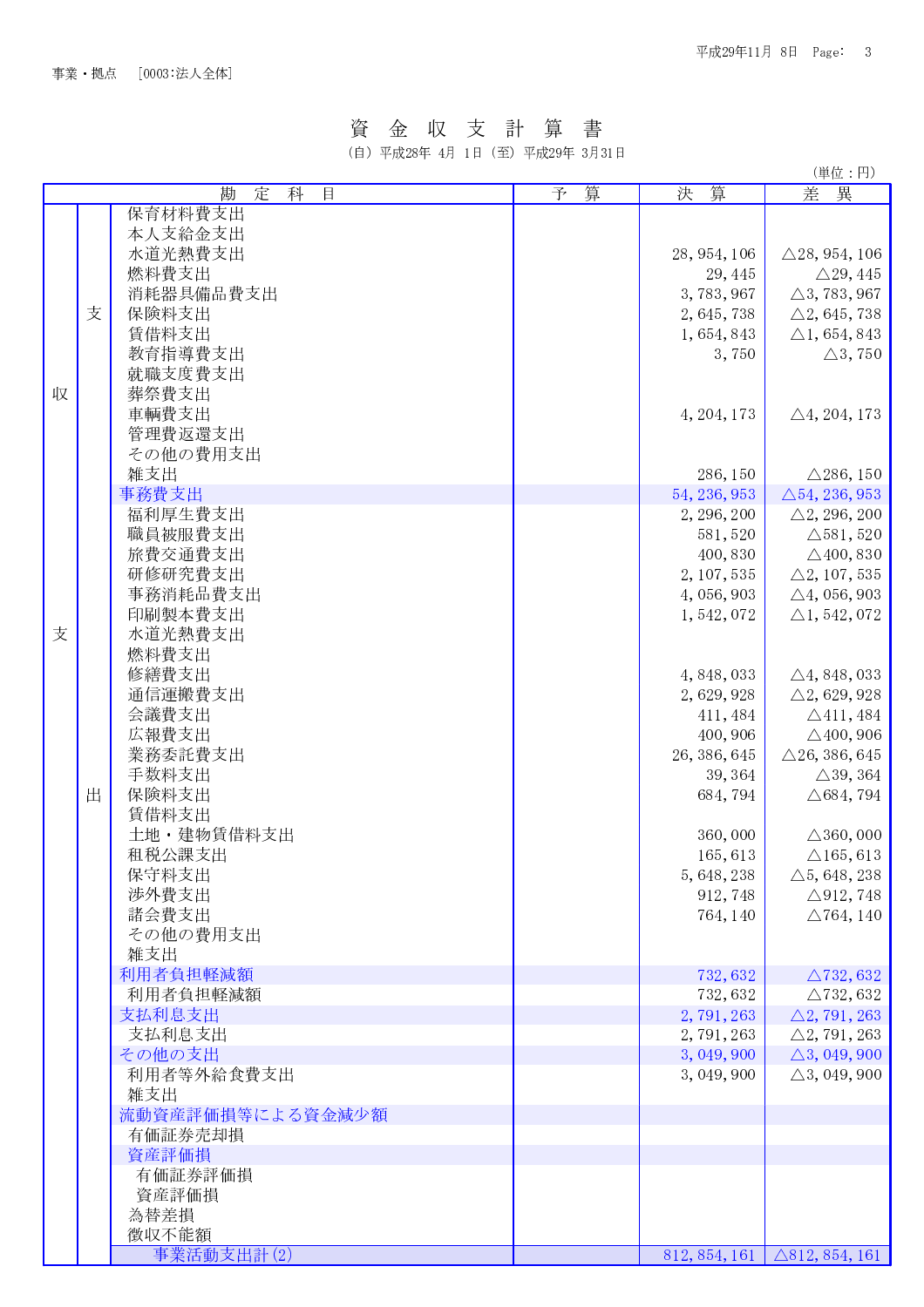事業・拠点　[0003:法人全体]

# 資　金　収　支　計　算　書

（自）平成28年 4月 1日（至）平成29年 3月31日

（単位：円）

| 勘　定　科　目 | | | 予　算 | 決　算 | 差　異 |
|---|---|---|---|---|---|
| 収支 | 支出 | 保育材料費支出 | | | |
| | | 本人支給金支出 | | | |
| | | 水道光熱費支出 | | 28,954,106 | △28,954,106 |
| | | 燃料費支出 | | 29,445 | △29,445 |
| | | 消耗器具備品費支出 | | 3,783,967 | △3,783,967 |
| | | 保険料支出 | | 2,645,738 | △2,645,738 |
| | | 賃借料支出 | | 1,654,843 | △1,654,843 |
| | | 教育指導費支出 | | 3,750 | △3,750 |
| | | 就職支度費支出 | | | |
| | | 葬祭費支出 | | | |
| | | 車輌費支出 | | 4,204,173 | △4,204,173 |
| | | 管理費返還支出 | | | |
| | | その他の費用支出 | | | |
| | | 雑支出 | | 286,150 | △286,150 |
| | | 事務費支出 | | 54,236,953 | △54,236,953 |
| | | 福利厚生費支出 | | 2,296,200 | △2,296,200 |
| | | 職員被服費支出 | | 581,520 | △581,520 |
| | | 旅費交通費支出 | | 400,830 | △400,830 |
| | | 研修研究費支出 | | 2,107,535 | △2,107,535 |
| | | 事務消耗品費支出 | | 4,056,903 | △4,056,903 |
| | | 印刷製本費支出 | | 1,542,072 | △1,542,072 |
| | | 水道光熱費支出 | | | |
| | | 燃料費支出 | | | |
| | | 修繕費支出 | | 4,848,033 | △4,848,033 |
| | | 通信運搬費支出 | | 2,629,928 | △2,629,928 |
| | | 会議費支出 | | 411,484 | △411,484 |
| | | 広報費支出 | | 400,906 | △400,906 |
| | | 業務委託費支出 | | 26,386,645 | △26,386,645 |
| | | 手数料支出 | | 39,364 | △39,364 |
| | | 保険料支出 | | 684,794 | △684,794 |
| | | 賃借料支出 | | | |
| | | 土地・建物賃借料支出 | | 360,000 | △360,000 |
| | | 租税公課支出 | | 165,613 | △165,613 |
| | | 保守料支出 | | 5,648,238 | △5,648,238 |
| | | 渉外費支出 | | 912,748 | △912,748 |
| | | 諸会費支出 | | 764,140 | △764,140 |
| | | その他の費用支出 | | | |
| | | 雑支出 | | | |
| | | 利用者負担軽減額 | | 732,632 | △732,632 |
| | | 利用者負担軽減額 | | 732,632 | △732,632 |
| | | 支払利息支出 | | 2,791,263 | △2,791,263 |
| | | 支払利息支出 | | 2,791,263 | △2,791,263 |
| | | その他の支出 | | 3,049,900 | △3,049,900 |
| | | 利用者等外給食費支出 | | 3,049,900 | △3,049,900 |
| | | 雑支出 | | | |
| | | 流動資産評価損等による資金減少額 | | | |
| | | 有価証券売却損 | | | |
| | | 資産評価損 | | | |
| | | 有価証券評価損 | | | |
| | | 資産評価損 | | | |
| | | 為替差損 | | | |
| | | 徴収不能額 | | | |
| | | 事業活動支出計(2) | | 812,854,161 | △812,854,161 |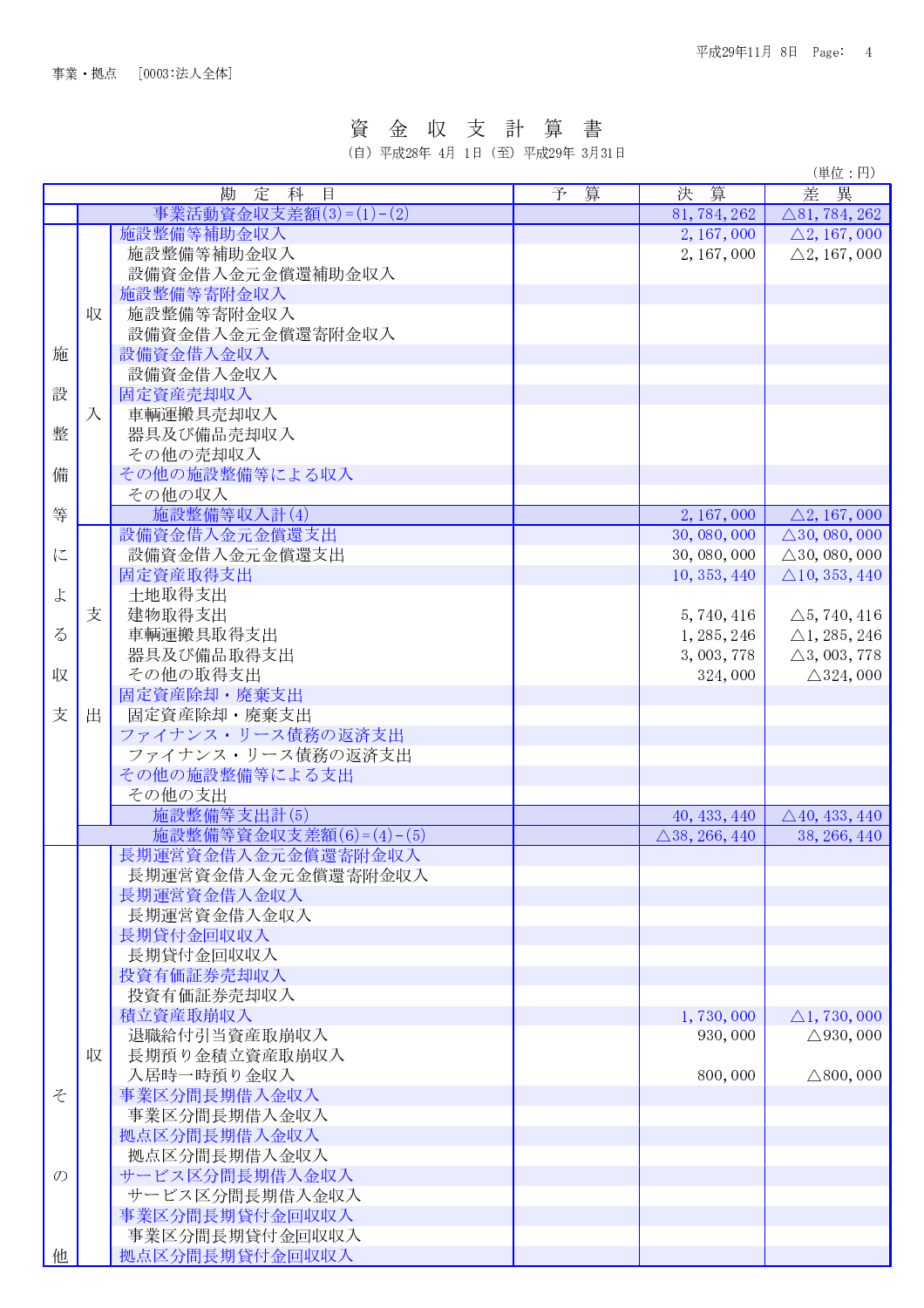事業・拠点　[0003:法人全体]

# 資　金　収　支　計　算　書

（自）平成28年 4月 1日（至）平成29年 3月31日

（単位：円）

| | | 勘　定　科　目 | 予　算 | 決　算 | 差　異 |
|---|---|---|---|---|---|
| | | 事業活動資金収支差額(3)=(1)-(2) | | 81,784,262 | △81,784,262 |
| 施設整備等による収支 | 収入 | 施設整備等補助金収入 | | 2,167,000 | △2,167,000 |
| | | 施設整備等補助金収入 | | 2,167,000 | △2,167,000 |
| | | 設備資金借入金元金償還補助金収入 | | | |
| | | 施設整備等寄附金収入 | | | |
| | | 施設整備等寄附金収入 | | | |
| | | 設備資金借入金元金償還寄附金収入 | | | |
| | | 設備資金借入金収入 | | | |
| | | 設備資金借入金収入 | | | |
| | | 固定資産売却収入 | | | |
| | | 車輌運搬具売却収入 | | | |
| | | 器具及び備品売却収入 | | | |
| | | その他の売却収入 | | | |
| | | その他の施設整備等による収入 | | | |
| | | その他の収入 | | | |
| | | 施設整備等収入計(4) | | 2,167,000 | △2,167,000 |
| | 支出 | 設備資金借入金元金償還支出 | | 30,080,000 | △30,080,000 |
| | | 設備資金借入金元金償還支出 | | 30,080,000 | △30,080,000 |
| | | 固定資産取得支出 | | 10,353,440 | △10,353,440 |
| | | 土地取得支出 | | | |
| | | 建物取得支出 | | 5,740,416 | △5,740,416 |
| | | 車輌運搬具取得支出 | | 1,285,246 | △1,285,246 |
| | | 器具及び備品取得支出 | | 3,003,778 | △3,003,778 |
| | | その他の取得支出 | | 324,000 | △324,000 |
| | | 固定資産除却・廃棄支出 | | | |
| | | 固定資産除却・廃棄支出 | | | |
| | | ファイナンス・リース債務の返済支出 | | | |
| | | ファイナンス・リース債務の返済支出 | | | |
| | | その他の施設整備等による支出 | | | |
| | | その他の支出 | | | |
| | | 施設整備等支出計(5) | | 40,433,440 | △40,433,440 |
| | | 施設整備等資金収支差額(6)=(4)-(5) | | △38,266,440 | 38,266,440 |
| その他 | 収入 | 長期運営資金借入金元金償還寄附金収入 | | | |
| | | 長期運営資金借入金元金償還寄附金収入 | | | |
| | | 長期運営資金借入金収入 | | | |
| | | 長期運営資金借入金収入 | | | |
| | | 長期貸付金回収収入 | | | |
| | | 長期貸付金回収収入 | | | |
| | | 投資有価証券売却収入 | | | |
| | | 投資有価証券売却収入 | | | |
| | | 積立資産取崩収入 | | 1,730,000 | △1,730,000 |
| | | 退職給付引当資産取崩収入 | | 930,000 | △930,000 |
| | | 長期預り金積立資産取崩収入 | | | |
| | | 入居時一時預り金収入 | | 800,000 | △800,000 |
| | | 事業区分間長期借入金収入 | | | |
| | | 事業区分間長期借入金収入 | | | |
| | | 拠点区分間長期借入金収入 | | | |
| | | 拠点区分間長期借入金収入 | | | |
| | | サービス区分間長期借入金収入 | | | |
| | | サービス区分間長期借入金収入 | | | |
| | | 事業区分間長期貸付金回収収入 | | | |
| | | 事業区分間長期貸付金回収収入 | | | |
| | | 拠点区分間長期貸付金回収収入 | | | |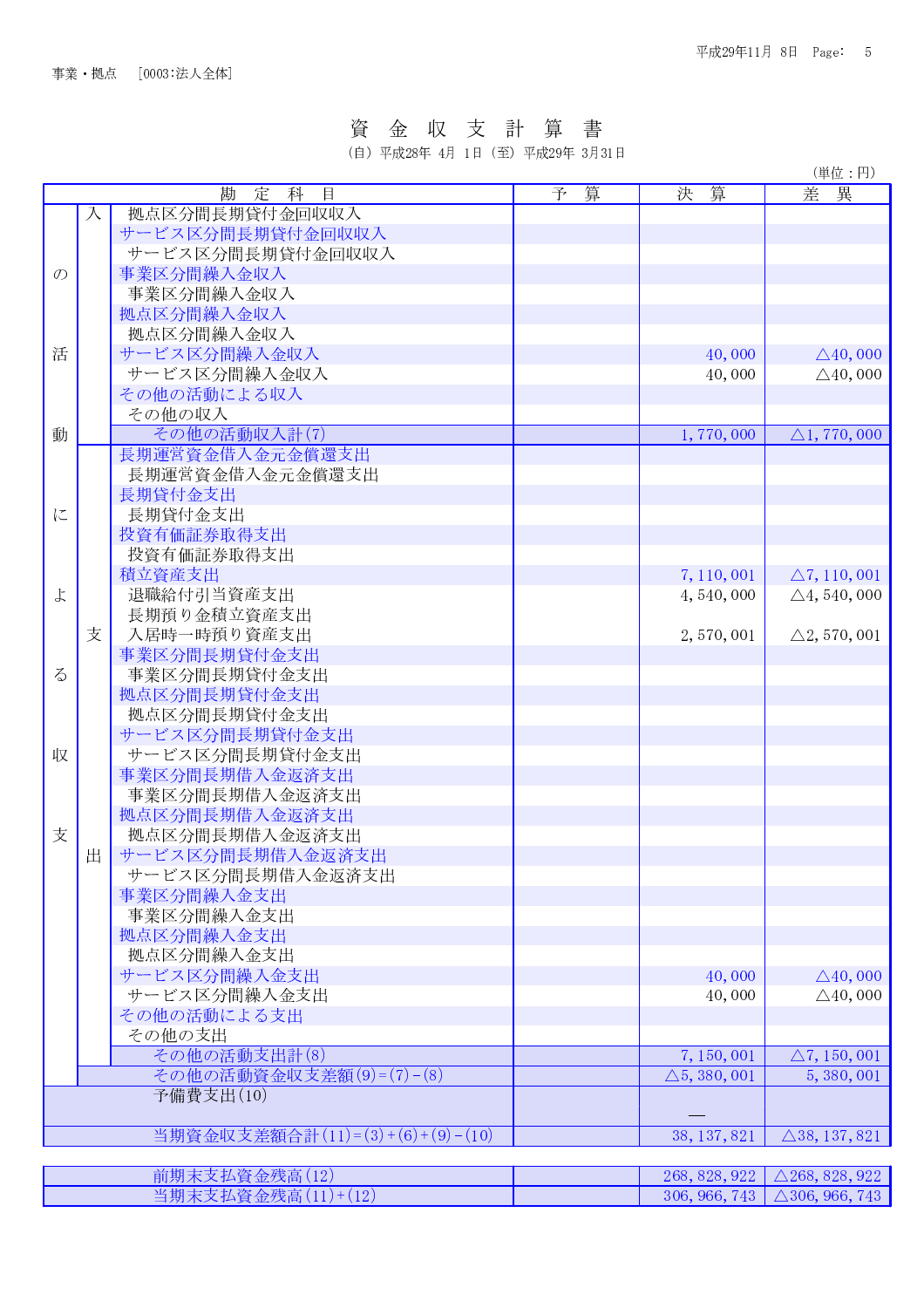事業・拠点　[0003:法人全体]

# 資金収支計算書

（自）平成28年 4月 1日（至）平成29年 3月31日

（単位：円）

| 勘定科目 | | | 予算 | 決算 | 差異 |
|---|---|---|---|---|---|
| その他の活動による収支 | 収入 | 拠点区分間長期貸付金回収収入 | | | |
| | | サービス区分間長期貸付金回収収入 | | | |
| | | サービス区分間長期貸付金回収収入 | | | |
| | | 事業区分間繰入金収入 | | | |
| | | 事業区分間繰入金収入 | | | |
| | | 拠点区分間繰入金収入 | | | |
| | | 拠点区分間繰入金収入 | | | |
| | | サービス区分間繰入金収入 | | 40,000 | △40,000 |
| | | サービス区分間繰入金収入 | | 40,000 | △40,000 |
| | | その他の活動による収入 | | | |
| | | その他の収入 | | | |
| | | その他の活動収入計(7) | | 1,770,000 | △1,770,000 |
| | 支出 | 長期運営資金借入金元金償還支出 | | | |
| | | 長期運営資金借入金元金償還支出 | | | |
| | | 長期貸付金支出 | | | |
| | | 長期貸付金支出 | | | |
| | | 投資有価証券取得支出 | | | |
| | | 投資有価証券取得支出 | | | |
| | | 積立資産支出 | | 7,110,001 | △7,110,001 |
| | | 退職給付引当資産支出 | | 4,540,000 | △4,540,000 |
| | | 長期預り金積立資産支出 | | | |
| | | 入居時一時預り資産支出 | | 2,570,001 | △2,570,001 |
| | | 事業区分間長期貸付金支出 | | | |
| | | 事業区分間長期貸付金支出 | | | |
| | | 拠点区分間長期貸付金支出 | | | |
| | | 拠点区分間長期貸付金支出 | | | |
| | | サービス区分間長期貸付金支出 | | | |
| | | サービス区分間長期貸付金支出 | | | |
| | | 事業区分間長期借入金返済支出 | | | |
| | | 事業区分間長期借入金返済支出 | | | |
| | | 拠点区分間長期借入金返済支出 | | | |
| | | 拠点区分間長期借入金返済支出 | | | |
| | | サービス区分間長期借入金返済支出 | | | |
| | | サービス区分間長期借入金返済支出 | | | |
| | | 事業区分間繰入金支出 | | | |
| | | 事業区分間繰入金支出 | | | |
| | | 拠点区分間繰入金支出 | | | |
| | | 拠点区分間繰入金支出 | | | |
| | | サービス区分間繰入金支出 | | 40,000 | △40,000 |
| | | サービス区分間繰入金支出 | | 40,000 | △40,000 |
| | | その他の活動による支出 | | | |
| | | その他の支出 | | | |
| | | その他の活動支出計(8) | | 7,150,001 | △7,150,001 |
| | その他の活動資金収支差額(9)=(7)-(8) | | | △5,380,001 | 5,380,001 |
| 予備費支出(10) | | | | — | |
| 当期資金収支差額合計(11)=(3)+(6)+(9)-(10) | | | | 38,137,821 | △38,137,821 |

| | | | |
|---|---|---|---|
| 前期末支払資金残高(12) | | 268,828,922 | △268,828,922 |
| 当期末支払資金残高(11)+(12) | | 306,966,743 | △306,966,743 |